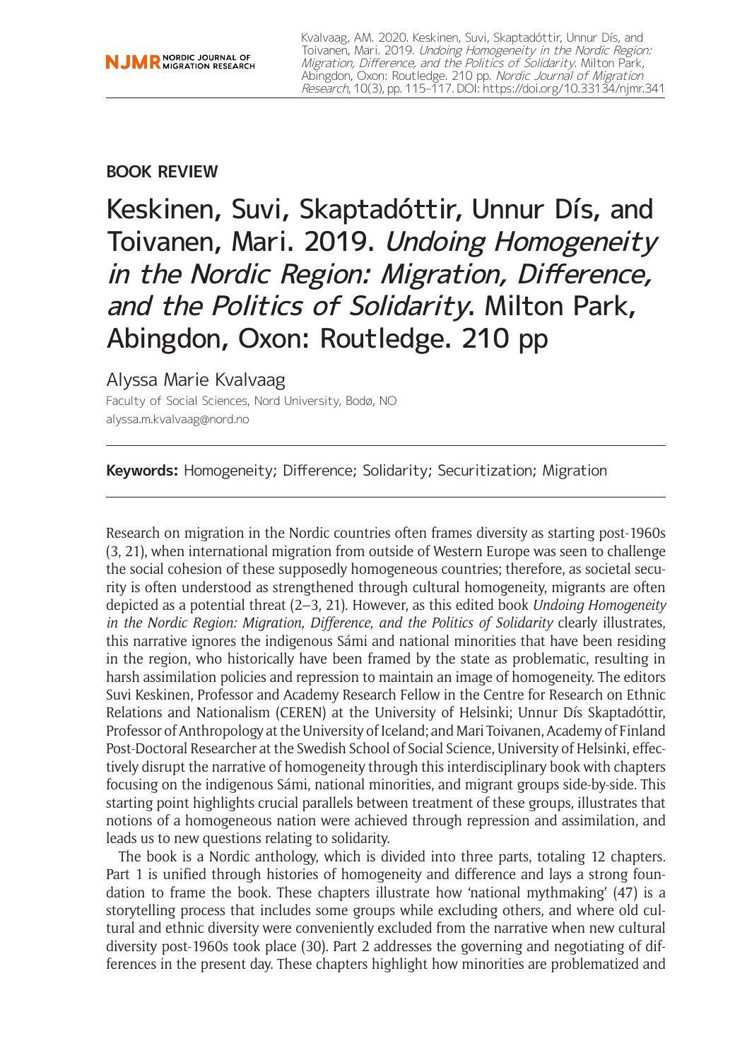**BOOK REVIEW**

# Keskinen, Suvi, Skaptadóttir, Unnur Dís, and Toivanen, Mari. 2019. *Undoing Homogeneity in the Nordic Region: Migration, Difference, and the Politics of Solidarity*. Milton Park, Abingdon, Oxon: Routledge. 210 pp

Alyssa Marie Kvalvaag

Faculty of Social Sciences, Nord University, Bodø, NO
alyssa.m.kvalvaag@nord.no

**Keywords:** Homogeneity; Difference; Solidarity; Securitization; Migration

Research on migration in the Nordic countries often frames diversity as starting post-1960s (3, 21), when international migration from outside of Western Europe was seen to challenge the social cohesion of these supposedly homogeneous countries; therefore, as societal security is often understood as strengthened through cultural homogeneity, migrants are often depicted as a potential threat (2–3, 21). However, as this edited book *Undoing Homogeneity in the Nordic Region: Migration, Difference, and the Politics of Solidarity* clearly illustrates, this narrative ignores the indigenous Sámi and national minorities that have been residing in the region, who historically have been framed by the state as problematic, resulting in harsh assimilation policies and repression to maintain an image of homogeneity. The editors Suvi Keskinen, Professor and Academy Research Fellow in the Centre for Research on Ethnic Relations and Nationalism (CEREN) at the University of Helsinki; Unnur Dís Skaptadóttir, Professor of Anthropology at the University of Iceland; and Mari Toivanen, Academy of Finland Post-Doctoral Researcher at the Swedish School of Social Science, University of Helsinki, effectively disrupt the narrative of homogeneity through this interdisciplinary book with chapters focusing on the indigenous Sámi, national minorities, and migrant groups side-by-side. This starting point highlights crucial parallels between treatment of these groups, illustrates that notions of a homogeneous nation were achieved through repression and assimilation, and leads us to new questions relating to solidarity.

The book is a Nordic anthology, which is divided into three parts, totaling 12 chapters. Part 1 is unified through histories of homogeneity and difference and lays a strong foundation to frame the book. These chapters illustrate how 'national mythmaking' (47) is a storytelling process that includes some groups while excluding others, and where old cultural and ethnic diversity were conveniently excluded from the narrative when new cultural diversity post-1960s took place (30). Part 2 addresses the governing and negotiating of differences in the present day. These chapters highlight how minorities are problematized and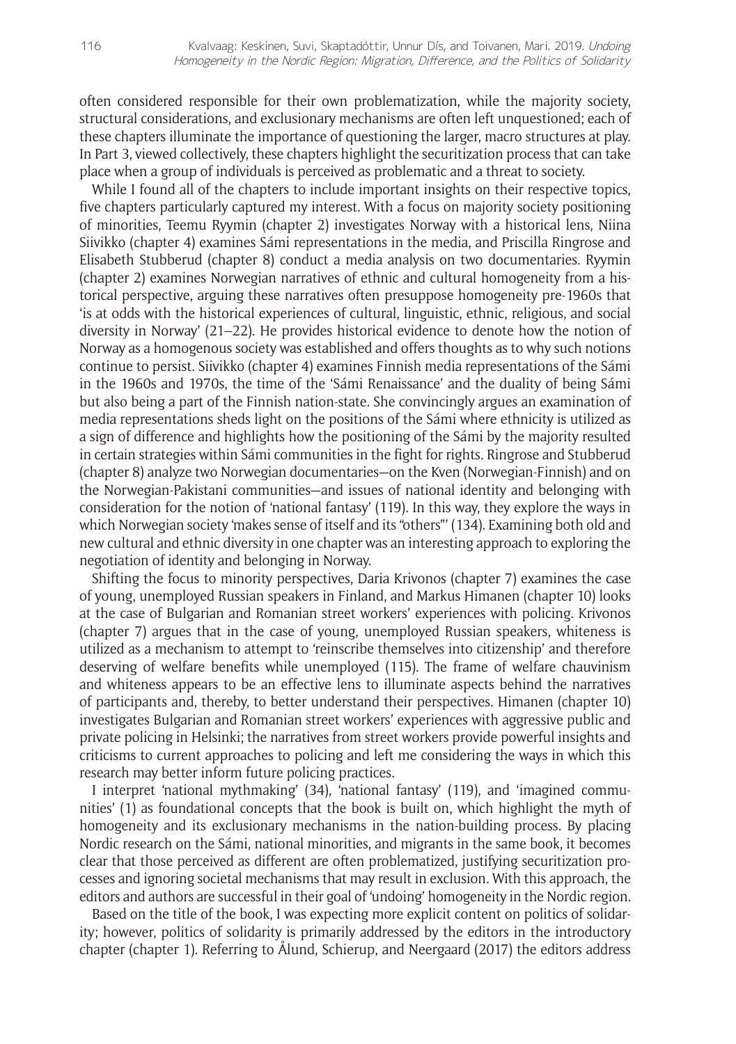often considered responsible for their own problematization, while the majority society, structural considerations, and exclusionary mechanisms are often left unquestioned; each of these chapters illuminate the importance of questioning the larger, macro structures at play. In Part 3, viewed collectively, these chapters highlight the securitization process that can take place when a group of individuals is perceived as problematic and a threat to society.

While I found all of the chapters to include important insights on their respective topics, five chapters particularly captured my interest. With a focus on majority society positioning of minorities, Teemu Ryymin (chapter 2) investigates Norway with a historical lens, Niina Siivikko (chapter 4) examines Sámi representations in the media, and Priscilla Ringrose and Elisabeth Stubberud (chapter 8) conduct a media analysis on two documentaries. Ryymin (chapter 2) examines Norwegian narratives of ethnic and cultural homogeneity from a historical perspective, arguing these narratives often presuppose homogeneity pre-1960s that 'is at odds with the historical experiences of cultural, linguistic, ethnic, religious, and social diversity in Norway' (21–22). He provides historical evidence to denote how the notion of Norway as a homogenous society was established and offers thoughts as to why such notions continue to persist. Siivikko (chapter 4) examines Finnish media representations of the Sámi in the 1960s and 1970s, the time of the 'Sámi Renaissance' and the duality of being Sámi but also being a part of the Finnish nation-state. She convincingly argues an examination of media representations sheds light on the positions of the Sámi where ethnicity is utilized as a sign of difference and highlights how the positioning of the Sámi by the majority resulted in certain strategies within Sámi communities in the fight for rights. Ringrose and Stubberud (chapter 8) analyze two Norwegian documentaries—on the Kven (Norwegian-Finnish) and on the Norwegian-Pakistani communities—and issues of national identity and belonging with consideration for the notion of 'national fantasy' (119). In this way, they explore the ways in which Norwegian society 'makes sense of itself and its "others"' (134). Examining both old and new cultural and ethnic diversity in one chapter was an interesting approach to exploring the negotiation of identity and belonging in Norway.

Shifting the focus to minority perspectives, Daria Krivonos (chapter 7) examines the case of young, unemployed Russian speakers in Finland, and Markus Himanen (chapter 10) looks at the case of Bulgarian and Romanian street workers' experiences with policing. Krivonos (chapter 7) argues that in the case of young, unemployed Russian speakers, whiteness is utilized as a mechanism to attempt to 'reinscribe themselves into citizenship' and therefore deserving of welfare benefits while unemployed (115). The frame of welfare chauvinism and whiteness appears to be an effective lens to illuminate aspects behind the narratives of participants and, thereby, to better understand their perspectives. Himanen (chapter 10) investigates Bulgarian and Romanian street workers' experiences with aggressive public and private policing in Helsinki; the narratives from street workers provide powerful insights and criticisms to current approaches to policing and left me considering the ways in which this research may better inform future policing practices.

I interpret 'national mythmaking' (34), 'national fantasy' (119), and 'imagined communities' (1) as foundational concepts that the book is built on, which highlight the myth of homogeneity and its exclusionary mechanisms in the nation-building process. By placing Nordic research on the Sámi, national minorities, and migrants in the same book, it becomes clear that those perceived as different are often problematized, justifying securitization processes and ignoring societal mechanisms that may result in exclusion. With this approach, the editors and authors are successful in their goal of 'undoing' homogeneity in the Nordic region.

Based on the title of the book, I was expecting more explicit content on politics of solidarity; however, politics of solidarity is primarily addressed by the editors in the introductory chapter (chapter 1). Referring to Ålund, Schierup, and Neergaard (2017) the editors address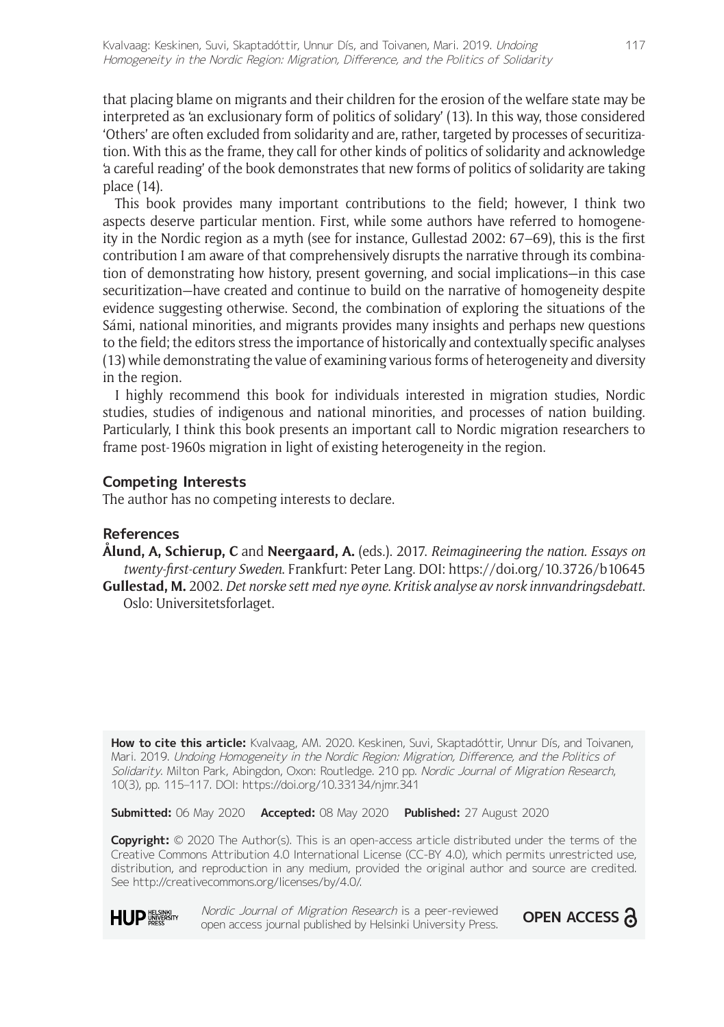that placing blame on migrants and their children for the erosion of the welfare state may be interpreted as 'an exclusionary form of politics of solidary' (13). In this way, those considered 'Others' are often excluded from solidarity and are, rather, targeted by processes of securitization. With this as the frame, they call for other kinds of politics of solidarity and acknowledge 'a careful reading' of the book demonstrates that new forms of politics of solidarity are taking place (14).

This book provides many important contributions to the field; however, I think two aspects deserve particular mention. First, while some authors have referred to homogeneity in the Nordic region as a myth (see for instance, Gullestad 2002: 67–69), this is the first contribution I am aware of that comprehensively disrupts the narrative through its combination of demonstrating how history, present governing, and social implications—in this case securitization—have created and continue to build on the narrative of homogeneity despite evidence suggesting otherwise. Second, the combination of exploring the situations of the Sámi, national minorities, and migrants provides many insights and perhaps new questions to the field; the editors stress the importance of historically and contextually specific analyses (13) while demonstrating the value of examining various forms of heterogeneity and diversity in the region.

I highly recommend this book for individuals interested in migration studies, Nordic studies, studies of indigenous and national minorities, and processes of nation building. Particularly, I think this book presents an important call to Nordic migration researchers to frame post-1960s migration in light of existing heterogeneity in the region.

## Competing Interests

The author has no competing interests to declare.

## References

**Ålund, A, Schierup, C** and **Neergaard, A.** (eds.). 2017. *Reimagineering the nation. Essays on twenty-first-century Sweden*. Frankfurt: Peter Lang. DOI: https://doi.org/10.3726/b10645

**Gullestad, M.** 2002. *Det norske sett med nye øyne. Kritisk analyse av norsk innvandringsdebatt*. Oslo: Universitetsforlaget.

**How to cite this article:** Kvalvaag, AM. 2020. Keskinen, Suvi, Skaptadóttir, Unnur Dís, and Toivanen, Mari. 2019. *Undoing Homogeneity in the Nordic Region: Migration, Difference, and the Politics of Solidarity*. Milton Park, Abingdon, Oxon: Routledge. 210 pp. *Nordic Journal of Migration Research*, 10(3), pp. 115–117. DOI: https://doi.org/10.33134/njmr.341

**Submitted:** 06 May 2020 **Accepted:** 08 May 2020 **Published:** 27 August 2020

**Copyright:** © 2020 The Author(s). This is an open-access article distributed under the terms of the Creative Commons Attribution 4.0 International License (CC-BY 4.0), which permits unrestricted use, distribution, and reproduction in any medium, provided the original author and source are credited. See http://creativecommons.org/licenses/by/4.0/.

*Nordic Journal of Migration Research* is a peer-reviewed open access journal published by Helsinki University Press.

OPEN ACCESS